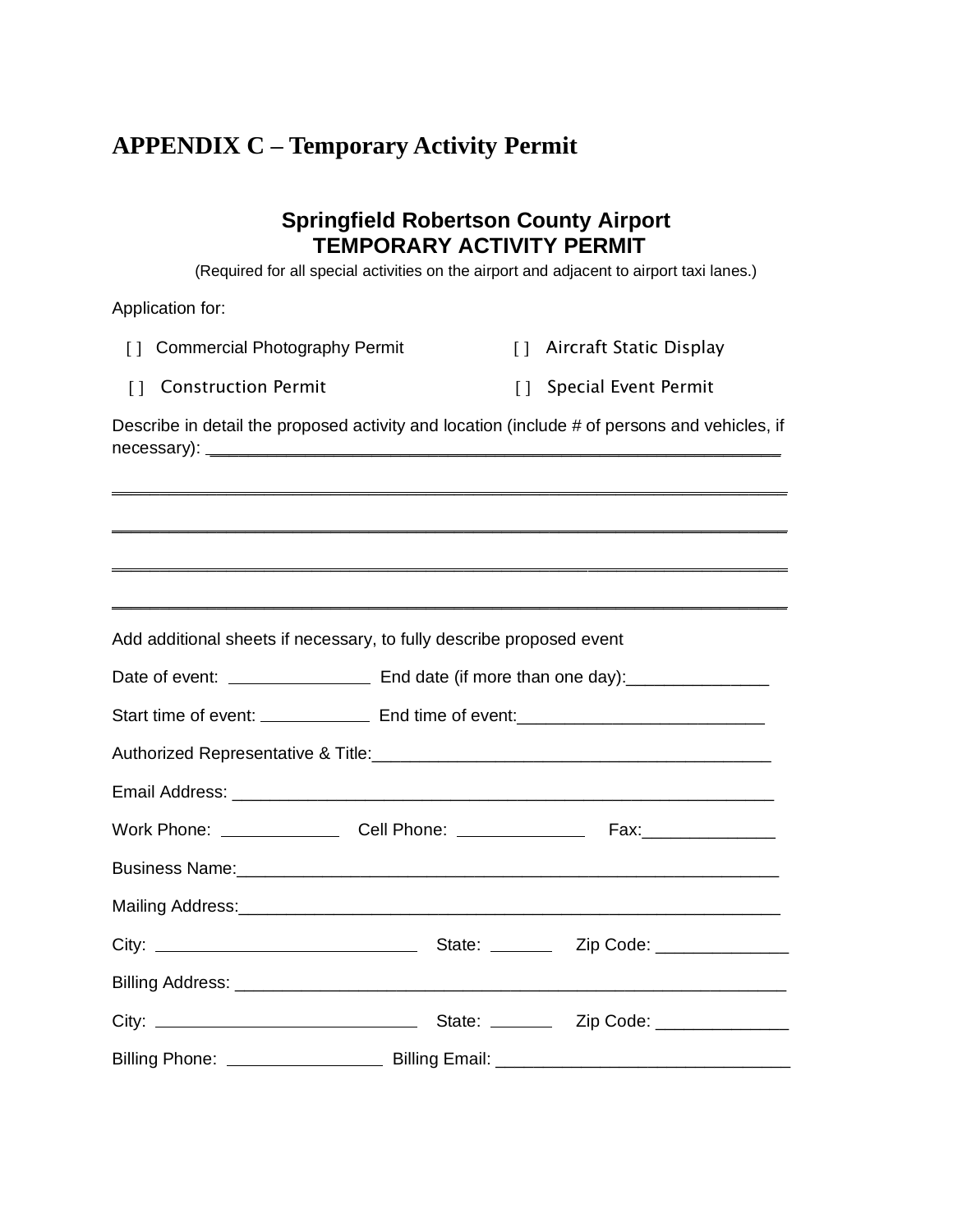# APPENDIX C – Temporary Activity Permit

## Springfield Robertson County Airport
## TEMPORARY ACTIVITY PERMIT

(Required for all special activities on the airport and adjacent to airport taxi lanes.)

Application for:

[ ] Commercial Photography Permit  [ ] Aircraft Static Display

[ ] Construction Permit  [ ] Special Event Permit

Describe in detail the proposed activity and location (include # of persons and vehicles, if necessary): ______________________________________________________________

______________________________________________________________________

______________________________________________________________________

______________________________________________________________________

______________________________________________________________________

Add additional sheets if necessary, to fully describe proposed event

Date of event: _______________ End date (if more than one day):_______________

Start time of event: ____________ End time of event:_________________________

Authorized Representative & Title:_________________________________________

Email Address: __________________________________________________________

Work Phone: _____________ Cell Phone: ______________ Fax:______________

Business Name:__________________________________________________________

Mailing Address:_________________________________________________________

City: ____________________________ State: _______ Zip Code: ______________

Billing Address: _________________________________________________________

City: ____________________________ State: _______ Zip Code: ______________

Billing Phone: _________________ Billing Email: ______________________________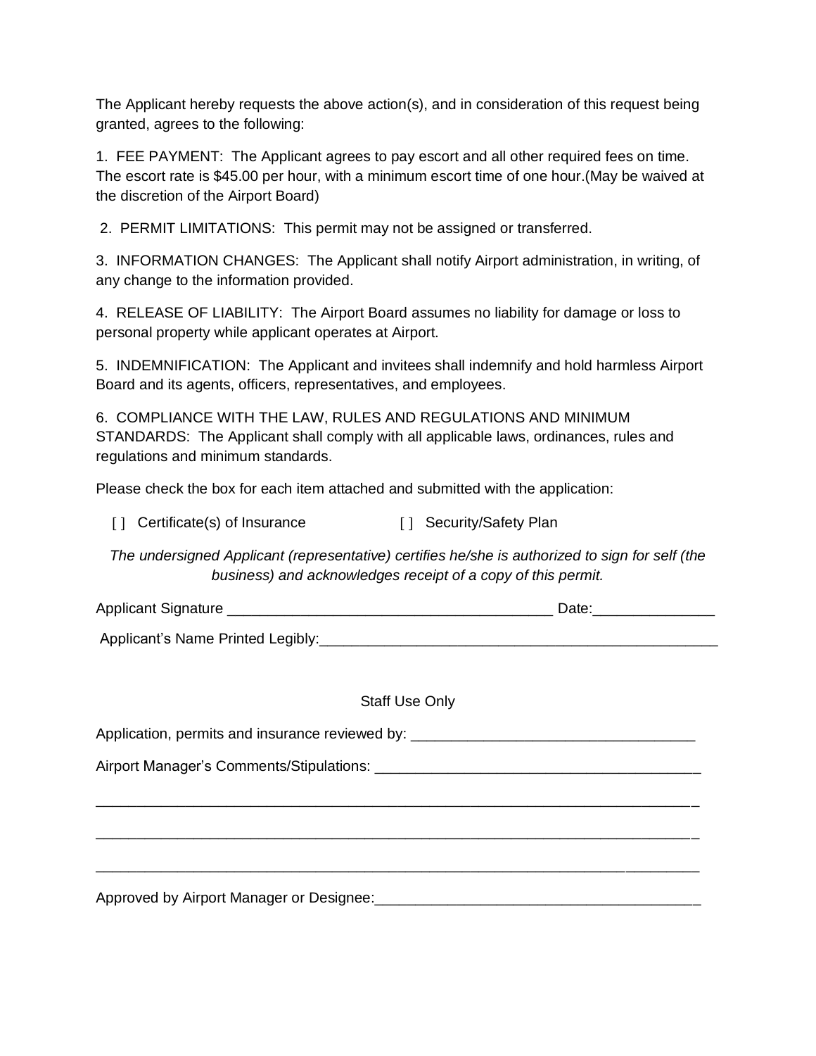The Applicant hereby requests the above action(s), and in consideration of this request being granted, agrees to the following:

1. FEE PAYMENT: The Applicant agrees to pay escort and all other required fees on time. The escort rate is $45.00 per hour, with a minimum escort time of one hour.(May be waived at the discretion of the Airport Board)

2. PERMIT LIMITATIONS: This permit may not be assigned or transferred.

3. INFORMATION CHANGES: The Applicant shall notify Airport administration, in writing, of any change to the information provided.

4. RELEASE OF LIABILITY: The Airport Board assumes no liability for damage or loss to personal property while applicant operates at Airport.

5. INDEMNIFICATION: The Applicant and invitees shall indemnify and hold harmless Airport Board and its agents, officers, representatives, and employees.

6. COMPLIANCE WITH THE LAW, RULES AND REGULATIONS AND MINIMUM STANDARDS: The Applicant shall comply with all applicable laws, ordinances, rules and regulations and minimum standards.

Please check the box for each item attached and submitted with the application:

[ ] Certificate(s) of Insurance [ ] Security/Safety Plan

*The undersigned Applicant (representative) certifies he/she is authorized to sign for self (the business) and acknowledges receipt of a copy of this permit.*

Applicant Signature ________________________________________ Date:_______________

Applicant's Name Printed Legibly:__________________________________________________

Staff Use Only

Application, permits and insurance reviewed by: ___________________________________

Airport Manager's Comments/Stipulations: ________________________________________

___________________________________________________________________________

___________________________________________________________________________

___________________________________________________________________________

Approved by Airport Manager or Designee:________________________________________